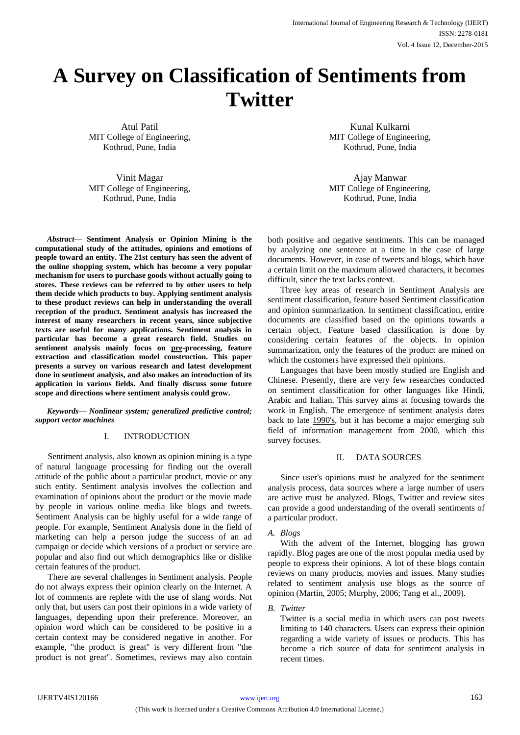# A Survey on Classification of Sentiments from Twitter

Atul Patil
MIT College of Engineering,
Kothrud, Pune, India

Kunal Kulkarni
MIT College of Engineering,
Kothrud, Pune, India

Vinit Magar
MIT College of Engineering,
Kothrud, Pune, India

Ajay Manwar
MIT College of Engineering,
Kothrud, Pune, India

***Abstract*— Sentiment Analysis or Opinion Mining is the computational study of the attitudes, opinions and emotions of people toward an entity. The 21st century has seen the advent of the online shopping system, which has become a very popular mechanism for users to purchase goods without actually going to stores. These reviews can be referred to by other users to help them decide which products to buy. Applying sentiment analysis to these product reviews can help in understanding the overall reception of the product. Sentiment analysis has increased the interest of many researchers in recent years, since subjective texts are useful for many applications. Sentiment analysis in particular has become a great research field. Studies on sentiment analysis mainly focus on pre-processing, feature extraction and classification model construction. This paper presents a survey on various research and latest development done in sentiment analysis, and also makes an introduction of its application in various fields. And finally discuss some future scope and directions where sentiment analysis could grow.**

***Keywords*— Nonlinear system; generalized predictive control; support vector machines**

## I. INTRODUCTION

Sentiment analysis, also known as opinion mining is a type of natural language processing for finding out the overall attitude of the public about a particular product, movie or any such entity. Sentiment analysis involves the collection and examination of opinions about the product or the movie made by people in various online media like blogs and tweets. Sentiment Analysis can be highly useful for a wide range of people. For example, Sentiment Analysis done in the field of marketing can help a person judge the success of an ad campaign or decide which versions of a product or service are popular and also find out which demographics like or dislike certain features of the product.

There are several challenges in Sentiment analysis. People do not always express their opinion clearly on the Internet. A lot of comments are replete with the use of slang words. Not only that, but users can post their opinions in a wide variety of languages, depending upon their preference. Moreover, an opinion word which can be considered to be positive in a certain context may be considered negative in another. For example, "the product is great" is very different from "the product is not great". Sometimes, reviews may also contain both positive and negative sentiments. This can be managed by analyzing one sentence at a time in the case of large documents. However, in case of tweets and blogs, which have a certain limit on the maximum allowed characters, it becomes difficult, since the text lacks context.

Three key areas of research in Sentiment Analysis are sentiment classification, feature based Sentiment classification and opinion summarization. In sentiment classification, entire documents are classified based on the opinions towards a certain object. Feature based classification is done by considering certain features of the objects. In opinion summarization, only the features of the product are mined on which the customers have expressed their opinions.

Languages that have been mostly studied are English and Chinese. Presently, there are very few researches conducted on sentiment classification for other languages like Hindi, Arabic and Italian. This survey aims at focusing towards the work in English. The emergence of sentiment analysis dates back to late 1990's, but it has become a major emerging sub field of information management from 2000, which this survey focuses.

## II. DATA SOURCES

Since user's opinions must be analyzed for the sentiment analysis process, data sources where a large number of users are active must be analyzed. Blogs, Twitter and review sites can provide a good understanding of the overall sentiments of a particular product.

### *A. Blogs*

With the advent of the Internet, blogging has grown rapidly. Blog pages are one of the most popular media used by people to express their opinions. A lot of these blogs contain reviews on many products, movies and issues. Many studies related to sentiment analysis use blogs as the source of opinion (Martin, 2005; Murphy, 2006; Tang et al., 2009).

### *B. Twitter*

Twitter is a social media in which users can post tweets limiting to 140 characters. Users can express their opinion regarding a wide variety of issues or products. This has become a rich source of data for sentiment analysis in recent times.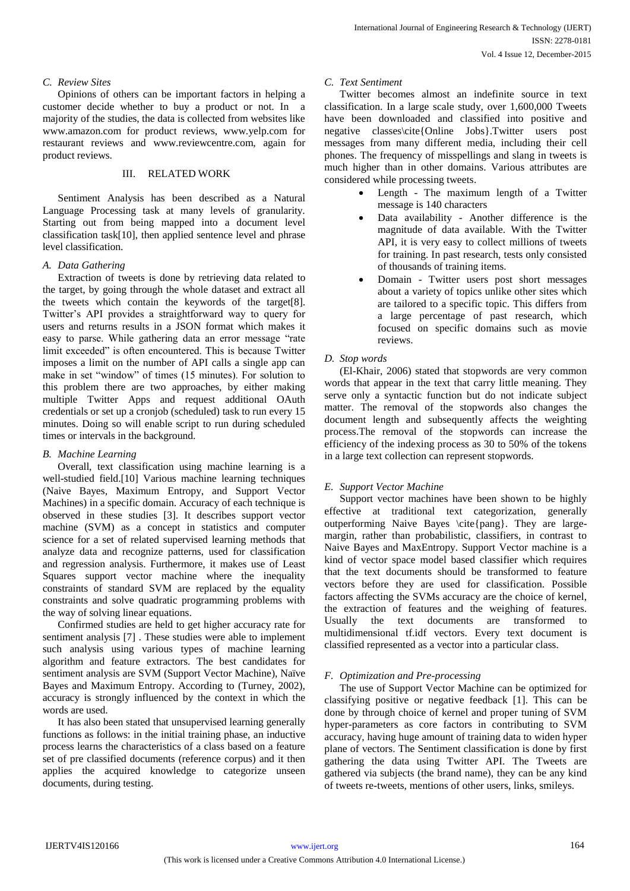### C. Review Sites

Opinions of others can be important factors in helping a customer decide whether to buy a product or not. In a majority of the studies, the data is collected from websites like www.amazon.com for product reviews, www.yelp.com for restaurant reviews and www.reviewcentre.com, again for product reviews.

## III. RELATED WORK

Sentiment Analysis has been described as a Natural Language Processing task at many levels of granularity. Starting out from being mapped into a document level classification task[10], then applied sentence level and phrase level classification.

### A. Data Gathering

Extraction of tweets is done by retrieving data related to the target, by going through the whole dataset and extract all the tweets which contain the keywords of the target[8]. Twitter's API provides a straightforward way to query for users and returns results in a JSON format which makes it easy to parse. While gathering data an error message "rate limit exceeded" is often encountered. This is because Twitter imposes a limit on the number of API calls a single app can make in set "window" of times (15 minutes). For solution to this problem there are two approaches, by either making multiple Twitter Apps and request additional OAuth credentials or set up a cronjob (scheduled) task to run every 15 minutes. Doing so will enable script to run during scheduled times or intervals in the background.

### B. Machine Learning

Overall, text classification using machine learning is a well-studied field.[10] Various machine learning techniques (Naive Bayes, Maximum Entropy, and Support Vector Machines) in a specific domain. Accuracy of each technique is observed in these studies [3]. It describes support vector machine (SVM) as a concept in statistics and computer science for a set of related supervised learning methods that analyze data and recognize patterns, used for classification and regression analysis. Furthermore, it makes use of Least Squares support vector machine where the inequality constraints of standard SVM are replaced by the equality constraints and solve quadratic programming problems with the way of solving linear equations.

Confirmed studies are held to get higher accuracy rate for sentiment analysis [7] . These studies were able to implement such analysis using various types of machine learning algorithm and feature extractors. The best candidates for sentiment analysis are SVM (Support Vector Machine), Naïve Bayes and Maximum Entropy. According to (Turney, 2002), accuracy is strongly influenced by the context in which the words are used.

It has also been stated that unsupervised learning generally functions as follows: in the initial training phase, an inductive process learns the characteristics of a class based on a feature set of pre classified documents (reference corpus) and it then applies the acquired knowledge to categorize unseen documents, during testing.

### C. Text Sentiment

Twitter becomes almost an indefinite source in text classification. In a large scale study, over 1,600,000 Tweets have been downloaded and classified into positive and negative classes\cite{Online Jobs}.Twitter users post messages from many different media, including their cell phones. The frequency of misspellings and slang in tweets is much higher than in other domains. Various attributes are considered while processing tweets.

- Length - The maximum length of a Twitter message is 140 characters
- Data availability - Another difference is the magnitude of data available. With the Twitter API, it is very easy to collect millions of tweets for training. In past research, tests only consisted of thousands of training items.
- Domain - Twitter users post short messages about a variety of topics unlike other sites which are tailored to a specific topic. This differs from a large percentage of past research, which focused on specific domains such as movie reviews.

### D. Stop words

(El-Khair, 2006) stated that stopwords are very common words that appear in the text that carry little meaning. They serve only a syntactic function but do not indicate subject matter. The removal of the stopwords also changes the document length and subsequently affects the weighting process.The removal of the stopwords can increase the efficiency of the indexing process as 30 to 50% of the tokens in a large text collection can represent stopwords.

### E. Support Vector Machine

Support vector machines have been shown to be highly effective at traditional text categorization, generally outperforming Naive Bayes \cite{pang}. They are large-margin, rather than probabilistic, classifiers, in contrast to Naive Bayes and MaxEntropy. Support Vector machine is a kind of vector space model based classifier which requires that the text documents should be transformed to feature vectors before they are used for classification. Possible factors affecting the SVMs accuracy are the choice of kernel, the extraction of features and the weighing of features. Usually the text documents are transformed to multidimensional tf.idf vectors. Every text document is classified represented as a vector into a particular class.

### F. Optimization and Pre-processing

The use of Support Vector Machine can be optimized for classifying positive or negative feedback [1]. This can be done by through choice of kernel and proper tuning of SVM hyper-parameters as core factors in contributing to SVM accuracy, having huge amount of training data to widen hyper plane of vectors. The Sentiment classification is done by first gathering the data using Twitter API. The Tweets are gathered via subjects (the brand name), they can be any kind of tweets re-tweets, mentions of other users, links, smileys.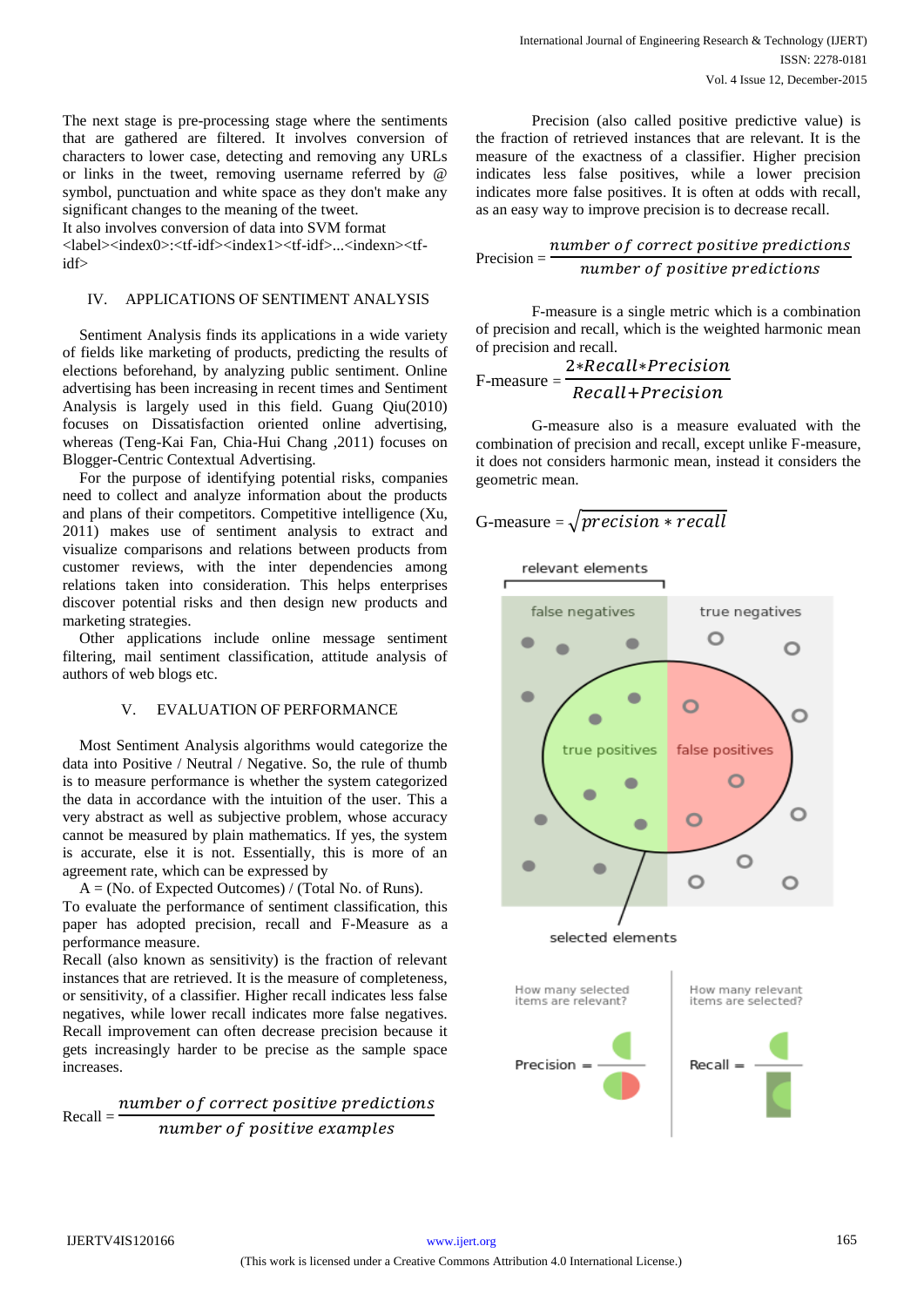The next stage is pre-processing stage where the sentiments that are gathered are filtered. It involves conversion of characters to lower case, detecting and removing any URLs or links in the tweet, removing username referred by @ symbol, punctuation and white space as they don't make any significant changes to the meaning of the tweet.

It also involves conversion of data into SVM format <label><index0>:<tf-idf><index1><tf-idf>...<indexn><tf-idf>

## IV. APPLICATIONS OF SENTIMENT ANALYSIS

Sentiment Analysis finds its applications in a wide variety of fields like marketing of products, predicting the results of elections beforehand, by analyzing public sentiment. Online advertising has been increasing in recent times and Sentiment Analysis is largely used in this field. Guang Qiu(2010) focuses on Dissatisfaction oriented online advertising, whereas (Teng-Kai Fan, Chia-Hui Chang ,2011) focuses on Blogger-Centric Contextual Advertising.

For the purpose of identifying potential risks, companies need to collect and analyze information about the products and plans of their competitors. Competitive intelligence (Xu, 2011) makes use of sentiment analysis to extract and visualize comparisons and relations between products from customer reviews, with the inter dependencies among relations taken into consideration. This helps enterprises discover potential risks and then design new products and marketing strategies.

Other applications include online message sentiment filtering, mail sentiment classification, attitude analysis of authors of web blogs etc.

## V. EVALUATION OF PERFORMANCE

Most Sentiment Analysis algorithms would categorize the data into Positive / Neutral / Negative. So, the rule of thumb is to measure performance is whether the system categorized the data in accordance with the intuition of the user. This a very abstract as well as subjective problem, whose accuracy cannot be measured by plain mathematics. If yes, the system is accurate, else it is not. Essentially, this is more of an agreement rate, which can be expressed by

A = (No. of Expected Outcomes) / (Total No. of Runs).

To evaluate the performance of sentiment classification, this paper has adopted precision, recall and F-Measure as a performance measure.

Recall (also known as sensitivity) is the fraction of relevant instances that are retrieved. It is the measure of completeness, or sensitivity, of a classifier. Higher recall indicates less false negatives, while lower recall indicates more false negatives. Recall improvement can often decrease precision because it gets increasingly harder to be precise as the sample space increases.

$$\text{Recall} = \frac{\textit{number of correct positive predictions}}{\textit{number of positive examples}}$$

Precision (also called positive predictive value) is the fraction of retrieved instances that are relevant. It is the measure of the exactness of a classifier. Higher precision indicates less false positives, while a lower precision indicates more false positives. It is often at odds with recall, as an easy way to improve precision is to decrease recall.

$$\text{Precision} = \frac{\textit{number of correct positive predictions}}{\textit{number of positive predictions}}$$

F-measure is a single metric which is a combination of precision and recall, which is the weighted harmonic mean of precision and recall.

$$\text{F-measure} = \frac{2*Recall*Precision}{Recall+Precision}$$

G-measure also is a measure evaluated with the combination of precision and recall, except unlike F-measure, it does not considers harmonic mean, instead it considers the geometric mean.

$$\text{G-measure} = \sqrt{precision * recall}$$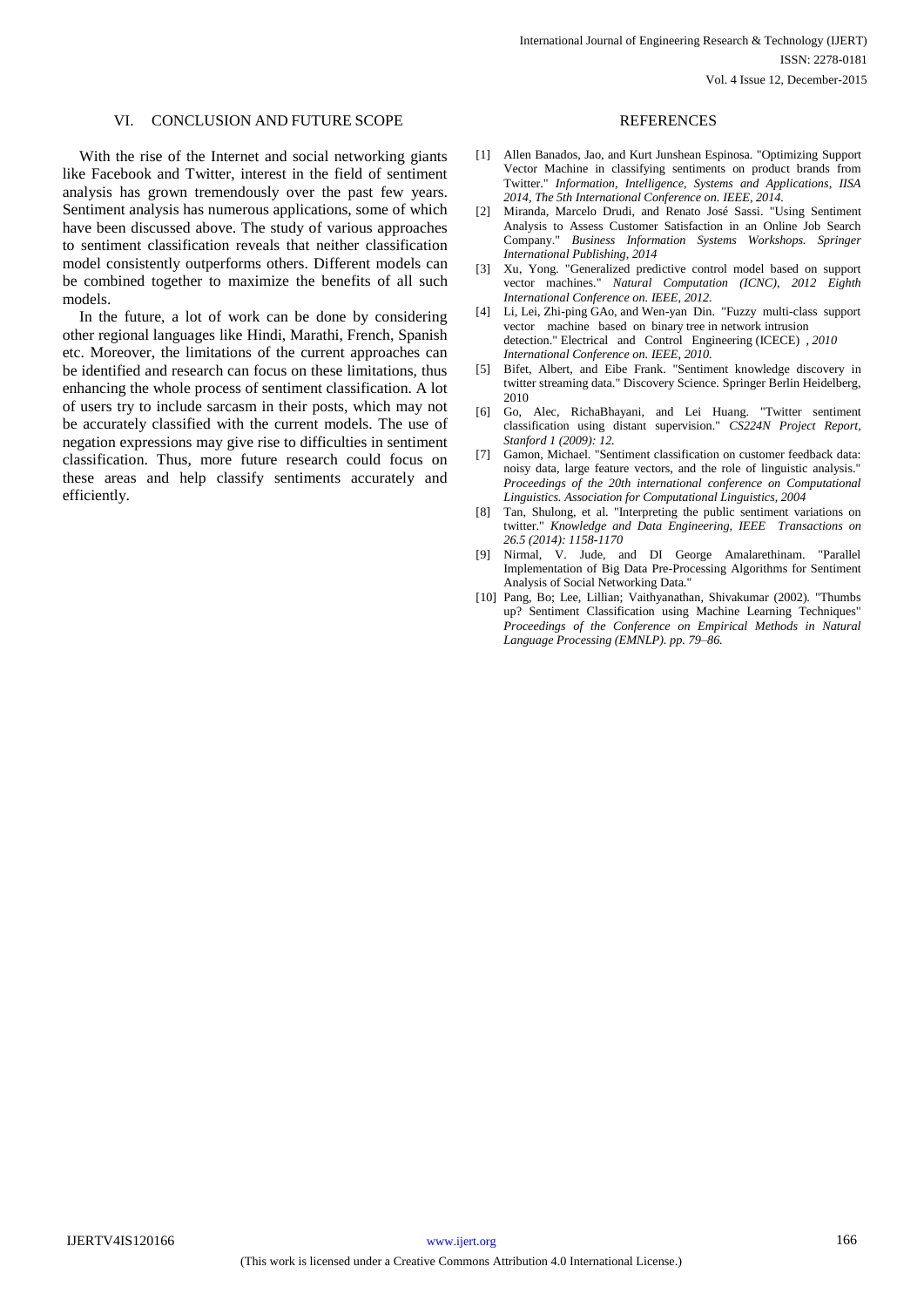## VI. CONCLUSION AND FUTURE SCOPE

With the rise of the Internet and social networking giants like Facebook and Twitter, interest in the field of sentiment analysis has grown tremendously over the past few years. Sentiment analysis has numerous applications, some of which have been discussed above. The study of various approaches to sentiment classification reveals that neither classification model consistently outperforms others. Different models can be combined together to maximize the benefits of all such models.

In the future, a lot of work can be done by considering other regional languages like Hindi, Marathi, French, Spanish etc. Moreover, the limitations of the current approaches can be identified and research can focus on these limitations, thus enhancing the whole process of sentiment classification. A lot of users try to include sarcasm in their posts, which may not be accurately classified with the current models. The use of negation expressions may give rise to difficulties in sentiment classification. Thus, more future research could focus on these areas and help classify sentiments accurately and efficiently.

## REFERENCES

[1] Allen Banados, Jao, and Kurt Junshean Espinosa. "Optimizing Support Vector Machine in classifying sentiments on product brands from Twitter." *Information, Intelligence, Systems and Applications, IISA 2014, The 5th International Conference on. IEEE, 2014.*

[2] Miranda, Marcelo Drudi, and Renato José Sassi. "Using Sentiment Analysis to Assess Customer Satisfaction in an Online Job Search Company." *Business Information Systems Workshops. Springer International Publishing, 2014*

[3] Xu, Yong. "Generalized predictive control model based on support vector machines." *Natural Computation (ICNC), 2012 Eighth International Conference on. IEEE, 2012.*

[4] Li, Lei, Zhi-ping GAo, and Wen-yan Din. "Fuzzy multi-class support vector machine based on binary tree in network intrusion detection." Electrical and Control Engineering (ICECE) *, 2010 International Conference on. IEEE, 2010.*

[5] Bifet, Albert, and Eibe Frank. "Sentiment knowledge discovery in twitter streaming data." Discovery Science. Springer Berlin Heidelberg, 2010

[6] Go, Alec, RichaBhayani, and Lei Huang. "Twitter sentiment classification using distant supervision." *CS224N Project Report, Stanford 1 (2009): 12.*

[7] Gamon, Michael. "Sentiment classification on customer feedback data: noisy data, large feature vectors, and the role of linguistic analysis." *Proceedings of the 20th international conference on Computational Linguistics. Association for Computational Linguistics, 2004*

[8] Tan, Shulong, et al. "Interpreting the public sentiment variations on twitter." *Knowledge and Data Engineering, IEEE Transactions on 26.5 (2014): 1158-1170*

[9] Nirmal, V. Jude, and DI George Amalarethinam. "Parallel Implementation of Big Data Pre-Processing Algorithms for Sentiment Analysis of Social Networking Data."

[10] Pang, Bo; Lee, Lillian; Vaithyanathan, Shivakumar (2002). "Thumbs up? Sentiment Classification using Machine Learning Techniques" *Proceedings of the Conference on Empirical Methods in Natural Language Processing (EMNLP). pp. 79–86.*